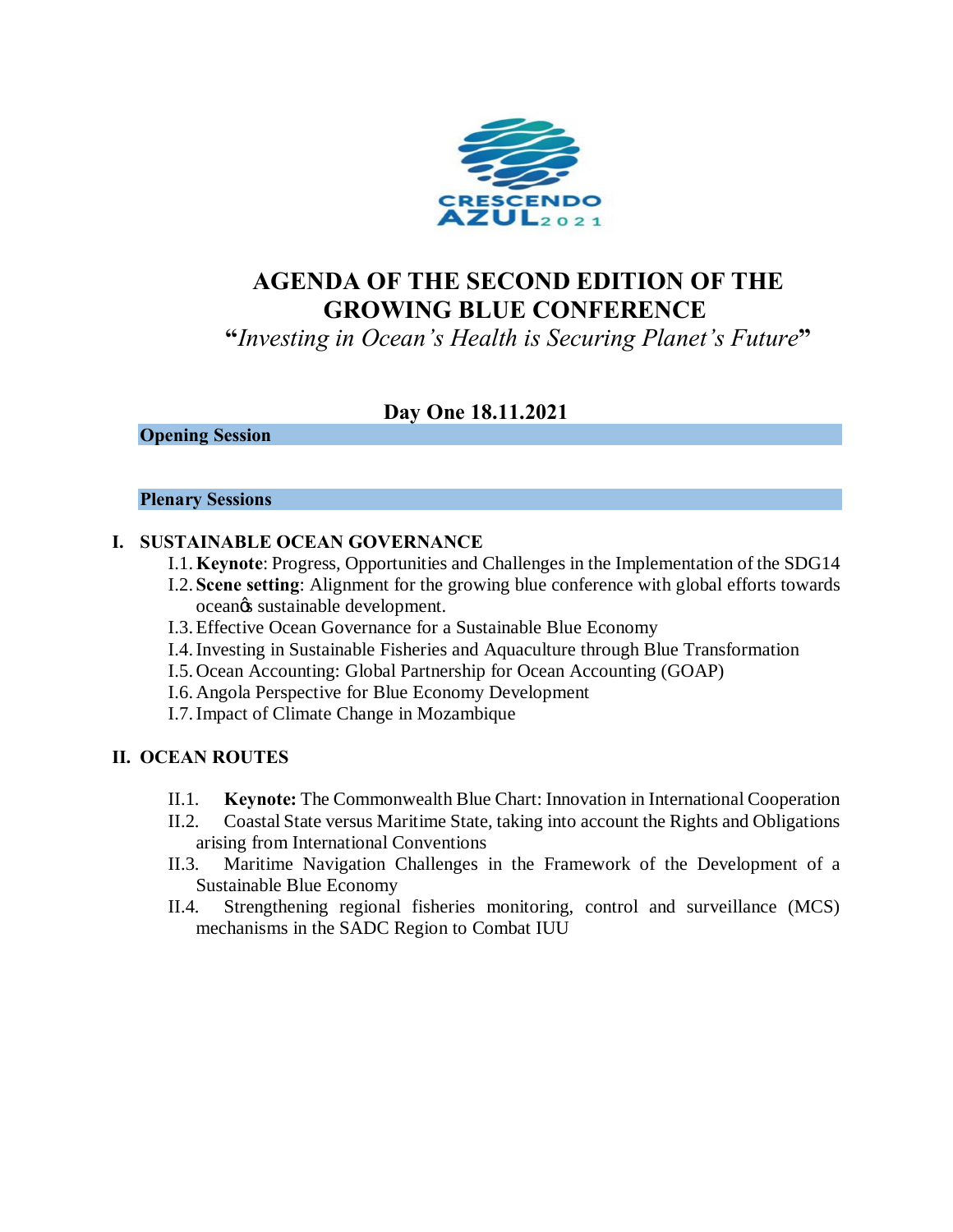CRESCENDO AZUL 2021

# AGENDA OF THE SECOND EDITION OF THE GROWING BLUE CONFERENCE

**"***Investing in Ocean's Health is Securing Planet's Future***"**

## Day One 18.11.2021

**Opening Session**

**Plenary Sessions**

### I. SUSTAINABLE OCEAN GOVERNANCE

- I.1. **Keynote**: Progress, Opportunities and Challenges in the Implementation of the SDG14
- I.2. **Scene setting**: Alignment for the growing blue conference with global efforts towards oceanǿs sustainable development.
- I.3. Effective Ocean Governance for a Sustainable Blue Economy
- I.4. Investing in Sustainable Fisheries and Aquaculture through Blue Transformation
- I.5. Ocean Accounting: Global Partnership for Ocean Accounting (GOAP)
- I.6. Angola Perspective for Blue Economy Development
- I.7. Impact of Climate Change in Mozambique

### II. OCEAN ROUTES

- II.1. **Keynote:** The Commonwealth Blue Chart: Innovation in International Cooperation
- II.2. Coastal State versus Maritime State, taking into account the Rights and Obligations arising from International Conventions
- II.3. Maritime Navigation Challenges in the Framework of the Development of a Sustainable Blue Economy
- II.4. Strengthening regional fisheries monitoring, control and surveillance (MCS) mechanisms in the SADC Region to Combat IUU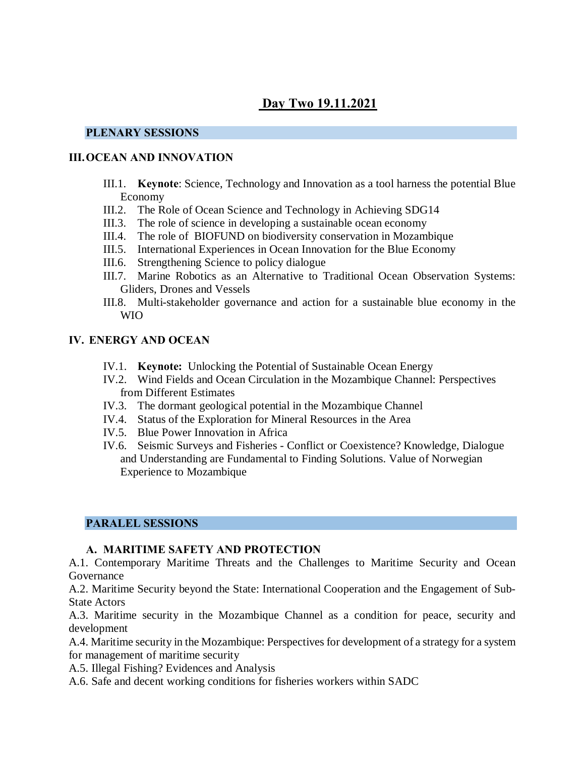# Day Two 19.11.2021

## PLENARY SESSIONS

### III. OCEAN AND INNOVATION

- III.1. **Keynote**: Science, Technology and Innovation as a tool harness the potential Blue Economy
- III.2. The Role of Ocean Science and Technology in Achieving SDG14
- III.3. The role of science in developing a sustainable ocean economy
- III.4. The role of BIOFUND on biodiversity conservation in Mozambique
- III.5. International Experiences in Ocean Innovation for the Blue Economy
- III.6. Strengthening Science to policy dialogue
- III.7. Marine Robotics as an Alternative to Traditional Ocean Observation Systems: Gliders, Drones and Vessels
- III.8. Multi-stakeholder governance and action for a sustainable blue economy in the WIO

### IV. ENERGY AND OCEAN

- IV.1. **Keynote:** Unlocking the Potential of Sustainable Ocean Energy
- IV.2. Wind Fields and Ocean Circulation in the Mozambique Channel: Perspectives from Different Estimates
- IV.3. The dormant geological potential in the Mozambique Channel
- IV.4. Status of the Exploration for Mineral Resources in the Area
- IV.5. Blue Power Innovation in Africa
- IV.6. Seismic Surveys and Fisheries - Conflict or Coexistence? Knowledge, Dialogue and Understanding are Fundamental to Finding Solutions. Value of Norwegian Experience to Mozambique

## PARALEL SESSIONS

### A. MARITIME SAFETY AND PROTECTION

A.1. Contemporary Maritime Threats and the Challenges to Maritime Security and Ocean Governance

A.2. Maritime Security beyond the State: International Cooperation and the Engagement of Sub-State Actors

A.3. Maritime security in the Mozambique Channel as a condition for peace, security and development

A.4. Maritime security in the Mozambique: Perspectives for development of a strategy for a system for management of maritime security

A.5. Illegal Fishing? Evidences and Analysis

A.6. Safe and decent working conditions for fisheries workers within SADC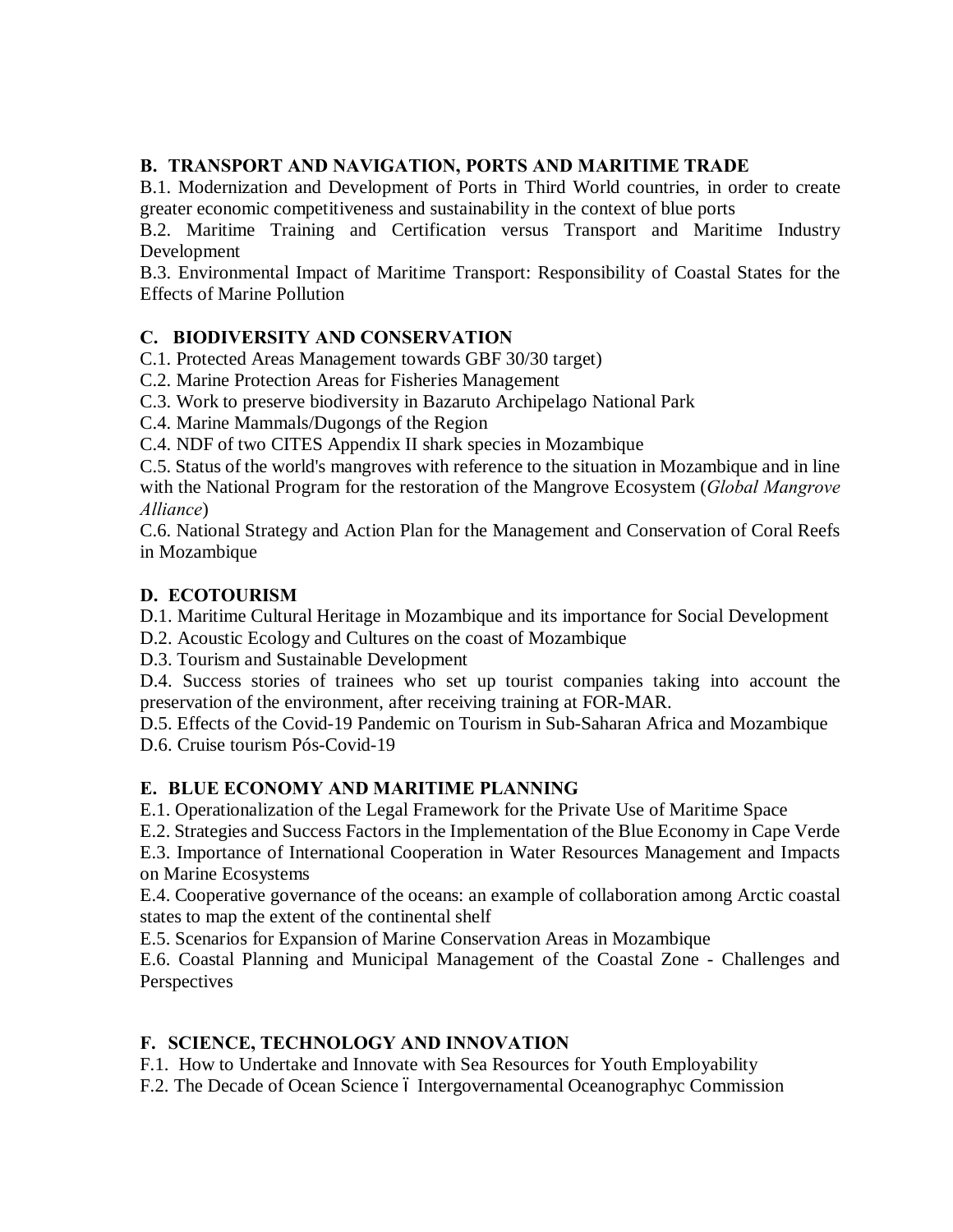## B. TRANSPORT AND NAVIGATION, PORTS AND MARITIME TRADE

B.1. Modernization and Development of Ports in Third World countries, in order to create greater economic competitiveness and sustainability in the context of blue ports

B.2. Maritime Training and Certification versus Transport and Maritime Industry Development

B.3. Environmental Impact of Maritime Transport: Responsibility of Coastal States for the Effects of Marine Pollution

## C. BIODIVERSITY AND CONSERVATION

C.1. Protected Areas Management towards GBF 30/30 target)

C.2. Marine Protection Areas for Fisheries Management

C.3. Work to preserve biodiversity in Bazaruto Archipelago National Park

C.4. Marine Mammals/Dugongs of the Region

C.4. NDF of two CITES Appendix II shark species in Mozambique

C.5. Status of the world's mangroves with reference to the situation in Mozambique and in line with the National Program for the restoration of the Mangrove Ecosystem (*Global Mangrove Alliance*)

C.6. National Strategy and Action Plan for the Management and Conservation of Coral Reefs in Mozambique

## D. ECOTOURISM

D.1. Maritime Cultural Heritage in Mozambique and its importance for Social Development

D.2. Acoustic Ecology and Cultures on the coast of Mozambique

D.3. Tourism and Sustainable Development

D.4. Success stories of trainees who set up tourist companies taking into account the preservation of the environment, after receiving training at FOR-MAR.

D.5. Effects of the Covid-19 Pandemic on Tourism in Sub-Saharan Africa and Mozambique

D.6. Cruise tourism Pós-Covid-19

## E. BLUE ECONOMY AND MARITIME PLANNING

E.1. Operationalization of the Legal Framework for the Private Use of Maritime Space

E.2. Strategies and Success Factors in the Implementation of the Blue Economy in Cape Verde

E.3. Importance of International Cooperation in Water Resources Management and Impacts on Marine Ecosystems

E.4. Cooperative governance of the oceans: an example of collaboration among Arctic coastal states to map the extent of the continental shelf

E.5. Scenarios for Expansion of Marine Conservation Areas in Mozambique

E.6. Coastal Planning and Municipal Management of the Coastal Zone - Challenges and Perspectives

## F. SCIENCE, TECHNOLOGY AND INNOVATION

F.1. How to Undertake and Innovate with Sea Resources for Youth Employability

F.2. The Decade of Ocean Science – Intergovernamental Oceanographyc Commission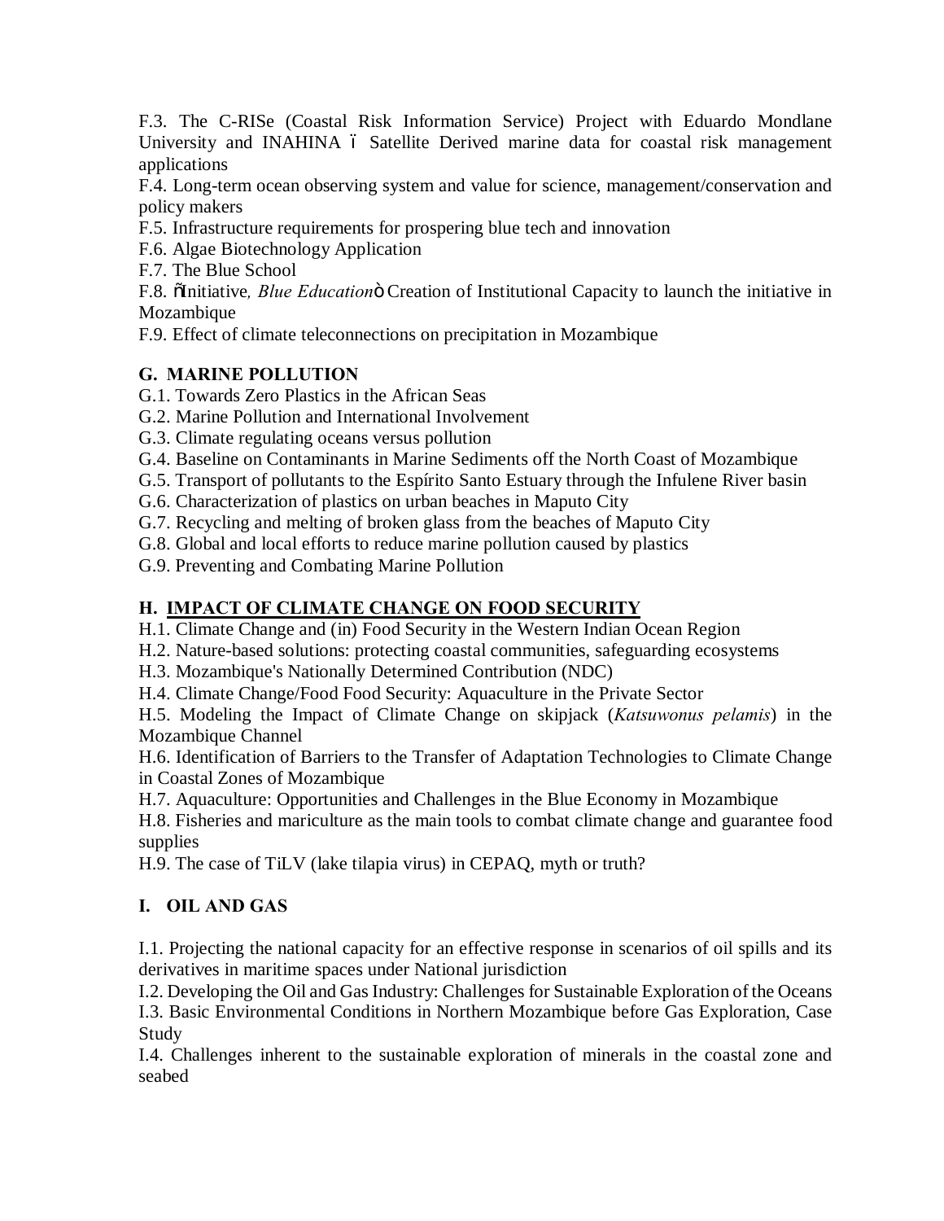F.3. The C-RISe (Coastal Risk Information Service) Project with Eduardo Mondlane University and INAHINA ó Satellite Derived marine data for coastal risk management applications

F.4. Long-term ocean observing system and value for science, management/conservation and policy makers

F.5. Infrastructure requirements for prospering blue tech and innovation

F.6. Algae Biotechnology Application

F.7. The Blue School

F.8. õInitiative*, Blue Education*ö Creation of Institutional Capacity to launch the initiative in Mozambique

F.9. Effect of climate teleconnections on precipitation in Mozambique

## G. MARINE POLLUTION

G.1. Towards Zero Plastics in the African Seas

G.2. Marine Pollution and International Involvement

G.3. Climate regulating oceans versus pollution

G.4. Baseline on Contaminants in Marine Sediments off the North Coast of Mozambique

G.5. Transport of pollutants to the Espírito Santo Estuary through the Infulene River basin

G.6. Characterization of plastics on urban beaches in Maputo City

G.7. Recycling and melting of broken glass from the beaches of Maputo City

G.8. Global and local efforts to reduce marine pollution caused by plastics

G.9. Preventing and Combating Marine Pollution

## H. IMPACT OF CLIMATE CHANGE ON FOOD SECURITY

H.1. Climate Change and (in) Food Security in the Western Indian Ocean Region

H.2. Nature-based solutions: protecting coastal communities, safeguarding ecosystems

H.3. Mozambique's Nationally Determined Contribution (NDC)

H.4. Climate Change/Food Food Security: Aquaculture in the Private Sector

H.5. Modeling the Impact of Climate Change on skipjack (*Katsuwonus pelamis*) in the Mozambique Channel

H.6. Identification of Barriers to the Transfer of Adaptation Technologies to Climate Change in Coastal Zones of Mozambique

H.7. Aquaculture: Opportunities and Challenges in the Blue Economy in Mozambique

H.8. Fisheries and mariculture as the main tools to combat climate change and guarantee food supplies

H.9. The case of TiLV (lake tilapia virus) in CEPAQ, myth or truth?

## I. OIL AND GAS

I.1. Projecting the national capacity for an effective response in scenarios of oil spills and its derivatives in maritime spaces under National jurisdiction

I.2. Developing the Oil and Gas Industry: Challenges for Sustainable Exploration of the Oceans

I.3. Basic Environmental Conditions in Northern Mozambique before Gas Exploration, Case Study

I.4. Challenges inherent to the sustainable exploration of minerals in the coastal zone and seabed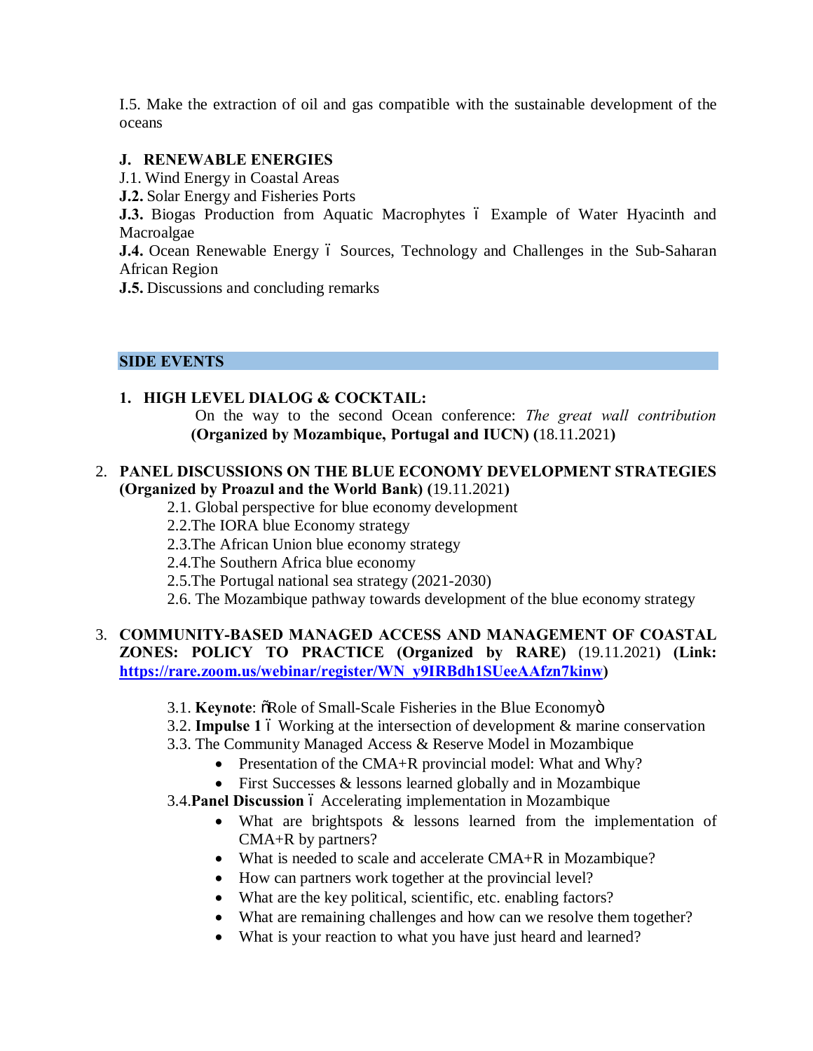I.5. Make the extraction of oil and gas compatible with the sustainable development of the oceans

**J. RENEWABLE ENERGIES**

J.1. Wind Energy in Coastal Areas

**J.2.** Solar Energy and Fisheries Ports

**J.3.** Biogas Production from Aquatic Macrophytes ó Example of Water Hyacinth and Macroalgae

**J.4.** Ocean Renewable Energy ó Sources, Technology and Challenges in the Sub-Saharan African Region

**J.5.** Discussions and concluding remarks

## SIDE EVENTS

1. **HIGH LEVEL DIALOG & COCKTAIL:**
   On the way to the second Ocean conference: *The great wall contribution* **(Organized by Mozambique, Portugal and IUCN) (**18.11.2021**)**

2. **PANEL DISCUSSIONS ON THE BLUE ECONOMY DEVELOPMENT STRATEGIES (Organized by Proazul and the World Bank) (**19.11.2021**)**
   - 2.1. Global perspective for blue economy development
   - 2.2.The IORA blue Economy strategy
   - 2.3.The African Union blue economy strategy
   - 2.4.The Southern Africa blue economy
   - 2.5.The Portugal national sea strategy (2021-2030)
   - 2.6. The Mozambique pathway towards development of the blue economy strategy

3. **COMMUNITY-BASED MANAGED ACCESS AND MANAGEMENT OF COASTAL ZONES: POLICY TO PRACTICE (Organized by RARE)** (19.11.2021**) (Link: https://rare.zoom.us/webinar/register/WN_y9IRBdh1SUeeAAfzn7kinw)**
   - 3.1. **Keynote**: õRole of Small-Scale Fisheries in the Blue Economyö
   - 3.2. **Impulse 1** ó Working at the intersection of development & marine conservation
   - 3.3. The Community Managed Access & Reserve Model in Mozambique
     - Presentation of the CMA+R provincial model: What and Why?
     - First Successes & lessons learned globally and in Mozambique
   - 3.4.**Panel Discussion** ó Accelerating implementation in Mozambique
     - What are brightspots & lessons learned from the implementation of CMA+R by partners?
     - What is needed to scale and accelerate CMA+R in Mozambique?
     - How can partners work together at the provincial level?
     - What are the key political, scientific, etc. enabling factors?
     - What are remaining challenges and how can we resolve them together?
     - What is your reaction to what you have just heard and learned?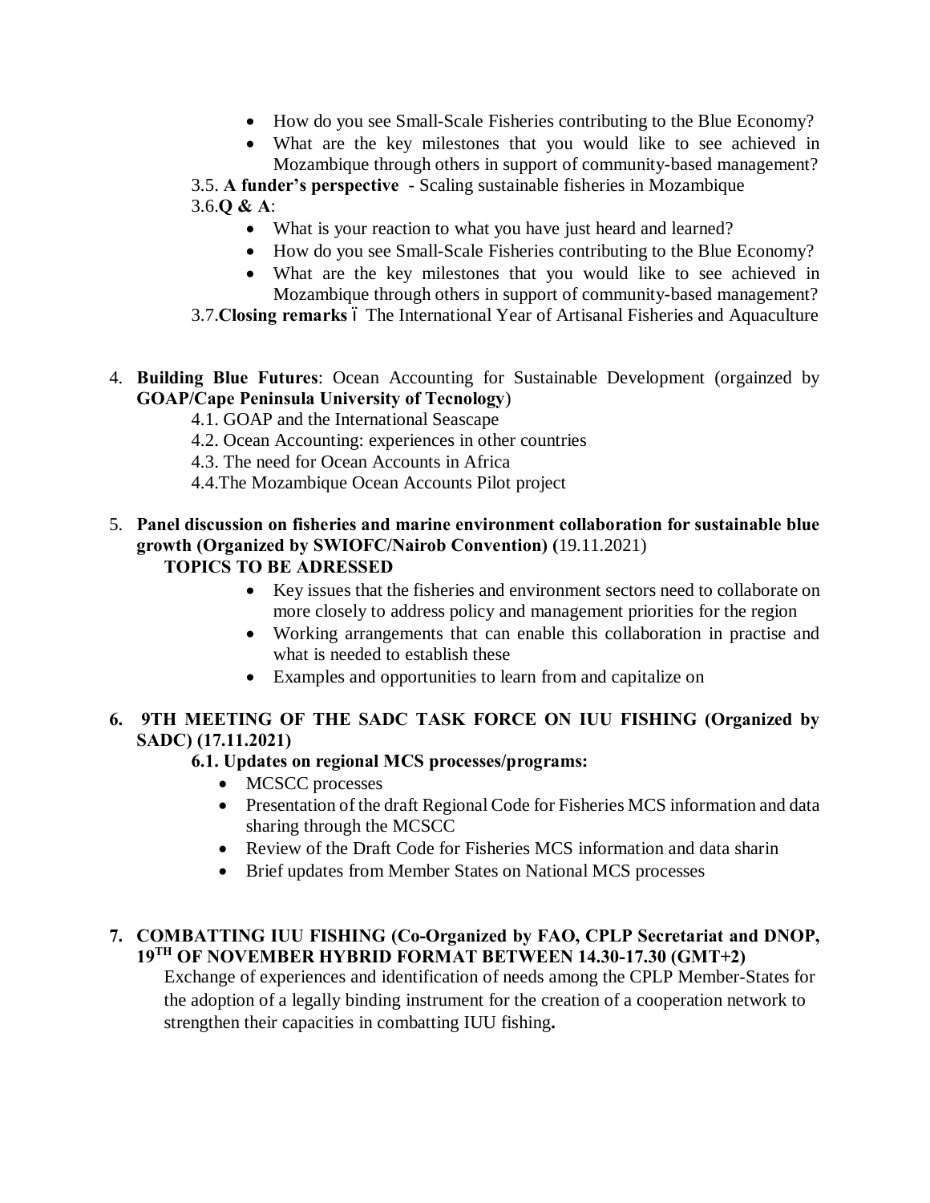- How do you see Small-Scale Fisheries contributing to the Blue Economy?
- What are the key milestones that you would like to see achieved in Mozambique through others in support of community-based management?

3.5. **A funder's perspective** - Scaling sustainable fisheries in Mozambique

3.6.**Q & A**:

- What is your reaction to what you have just heard and learned?
- How do you see Small-Scale Fisheries contributing to the Blue Economy?
- What are the key milestones that you would like to see achieved in Mozambique through others in support of community-based management?

3.7.**Closing remarks** ó The International Year of Artisanal Fisheries and Aquaculture

4. **Building Blue Futures**: Ocean Accounting for Sustainable Development (orgainzed by **GOAP/Cape Peninsula University of Tecnology**)
   - 4.1. GOAP and the International Seascape
   - 4.2. Ocean Accounting: experiences in other countries
   - 4.3. The need for Ocean Accounts in Africa
   - 4.4.The Mozambique Ocean Accounts Pilot project

5. **Panel discussion on fisheries and marine environment collaboration for sustainable blue growth (Organized by SWIOFC/Nairob Convention) (**19.11.2021)

   **TOPICS TO BE ADRESSED**

   - Key issues that the fisheries and environment sectors need to collaborate on more closely to address policy and management priorities for the region
   - Working arrangements that can enable this collaboration in practise and what is needed to establish these
   - Examples and opportunities to learn from and capitalize on

6. **9TH MEETING OF THE SADC TASK FORCE ON IUU FISHING (Organized by SADC) (17.11.2021)**

   **6.1. Updates on regional MCS processes/programs:**

   - MCSCC processes
   - Presentation of the draft Regional Code for Fisheries MCS information and data sharing through the MCSCC
   - Review of the Draft Code for Fisheries MCS information and data sharin
   - Brief updates from Member States on National MCS processes

7. **COMBATTING IUU FISHING (Co-Organized by FAO, CPLP Secretariat and DNOP, 19TH OF NOVEMBER HYBRID FORMAT BETWEEN 14.30-17.30 (GMT+2)**

   Exchange of experiences and identification of needs among the CPLP Member-States for the adoption of a legally binding instrument for the creation of a cooperation network to strengthen their capacities in combatting IUU fishing**.**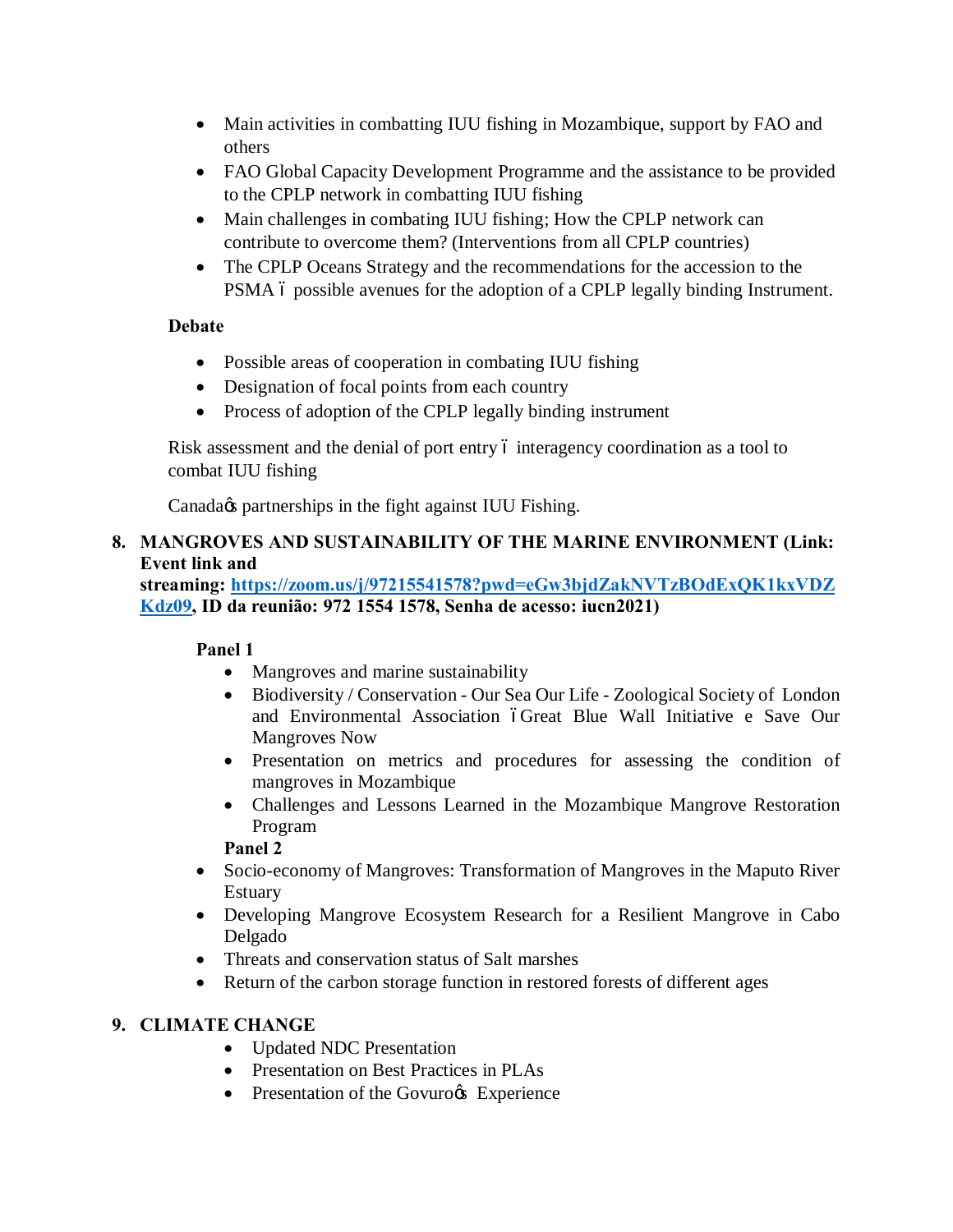- Main activities in combatting IUU fishing in Mozambique, support by FAO and others
- FAO Global Capacity Development Programme and the assistance to be provided to the CPLP network in combatting IUU fishing
- Main challenges in combating IUU fishing; How the CPLP network can contribute to overcome them? (Interventions from all CPLP countries)
- The CPLP Oceans Strategy and the recommendations for the accession to the PSMA ó possible avenues for the adoption of a CPLP legally binding Instrument.

**Debate**

- Possible areas of cooperation in combating IUU fishing
- Designation of focal points from each country
- Process of adoption of the CPLP legally binding instrument

Risk assessment and the denial of port entry ó interagency coordination as a tool to combat IUU fishing

Canadaøs partnerships in the fight against IUU Fishing.

**8. MANGROVES AND SUSTAINABILITY OF THE MARINE ENVIRONMENT (Link: Event link and streaming: [https://zoom.us/j/97215541578?pwd=eGw3bjdZakNVTzBOdExQK1kxVDZKdz09](https://zoom.us/j/97215541578?pwd=eGw3bjdZakNVTzBOdExQK1kxVDZKdz09), ID da reunião: 972 1554 1578, Senha de acesso: iucn2021)**

**Panel 1**

- Mangroves and marine sustainability
- Biodiversity / Conservation - Our Sea Our Life - Zoological Society of London and Environmental Association óGreat Blue Wall Initiative e Save Our Mangroves Now
- Presentation on metrics and procedures for assessing the condition of mangroves in Mozambique
- Challenges and Lessons Learned in the Mozambique Mangrove Restoration Program

**Panel 2**

- Socio-economy of Mangroves: Transformation of Mangroves in the Maputo River Estuary
- Developing Mangrove Ecosystem Research for a Resilient Mangrove in Cabo Delgado
- Threats and conservation status of Salt marshes
- Return of the carbon storage function in restored forests of different ages

**9. CLIMATE CHANGE**

- Updated NDC Presentation
- Presentation on Best Practices in PLAs
- Presentation of the Govuroøs Experience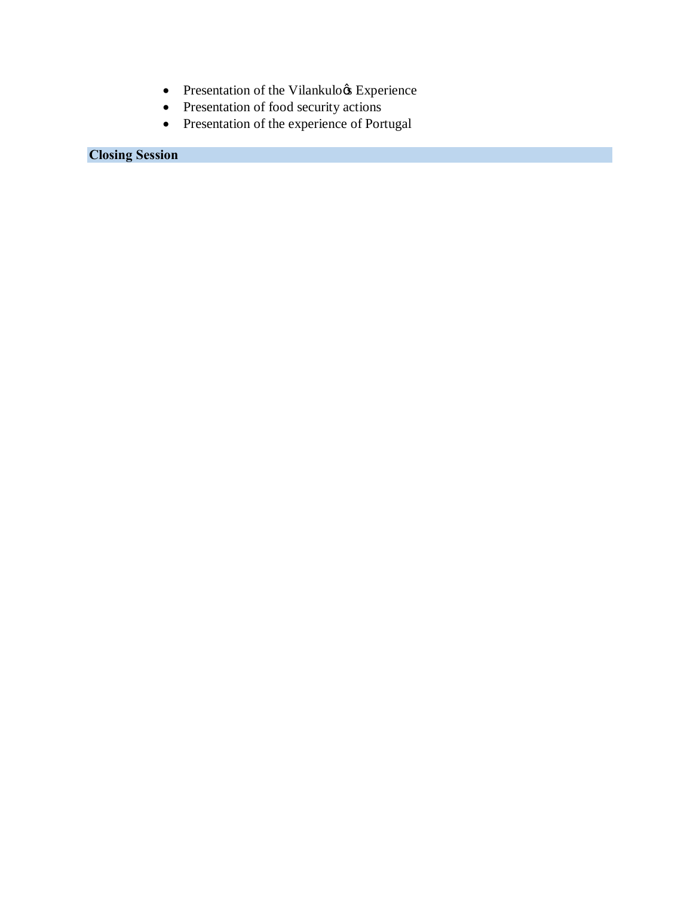- Presentation of the Vilankulo's Experience
- Presentation of food security actions
- Presentation of the experience of Portugal

**Closing Session**